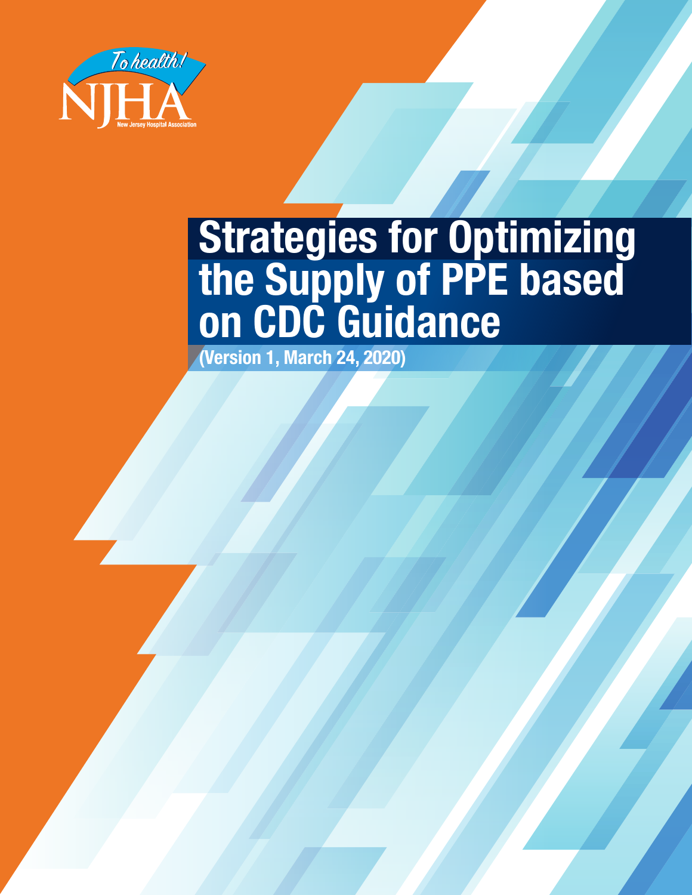To health!

NJHA

New Jersey Hospital Association

# Strategies for Optimizing the Supply of PPE based on CDC Guidance

**(Version 1, March 24, 2020)**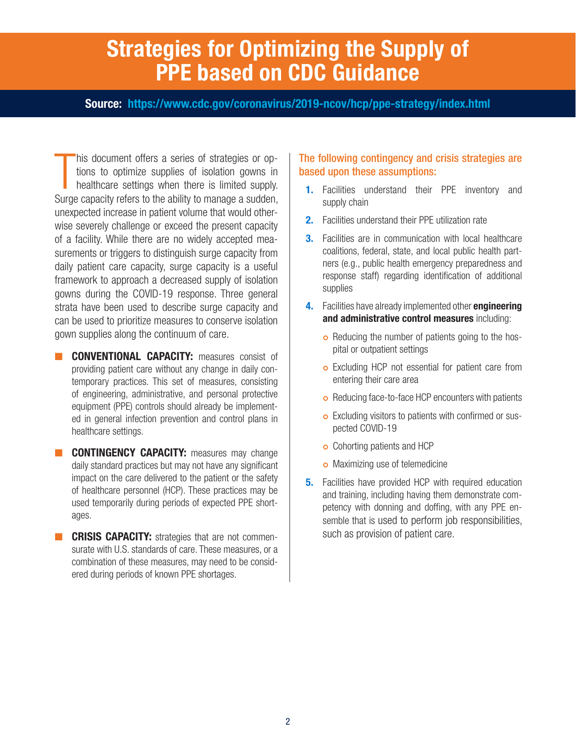# Strategies for Optimizing the Supply of PPE based on CDC Guidance

**Source: https://www.cdc.gov/coronavirus/2019-ncov/hcp/ppe-strategy/index.html**

This document offers a series of strategies or options to optimize supplies of isolation gowns in healthcare settings when there is limited supply. Surge capacity refers to the ability to manage a sudden, unexpected increase in patient volume that would otherwise severely challenge or exceed the present capacity of a facility. While there are no widely accepted measurements or triggers to distinguish surge capacity from daily patient care capacity, surge capacity is a useful framework to approach a decreased supply of isolation gowns during the COVID-19 response. Three general strata have been used to describe surge capacity and can be used to prioritize measures to conserve isolation gown supplies along the continuum of care.

- **CONVENTIONAL CAPACITY:** measures consist of providing patient care without any change in daily contemporary practices. This set of measures, consisting of engineering, administrative, and personal protective equipment (PPE) controls should already be implemented in general infection prevention and control plans in healthcare settings.
- **CONTINGENCY CAPACITY:** measures may change daily standard practices but may not have any significant impact on the care delivered to the patient or the safety of healthcare personnel (HCP). These practices may be used temporarily during periods of expected PPE shortages.
- **CRISIS CAPACITY:** strategies that are not commensurate with U.S. standards of care. These measures, or a combination of these measures, may need to be considered during periods of known PPE shortages.

### The following contingency and crisis strategies are based upon these assumptions:

1. Facilities understand their PPE inventory and supply chain
2. Facilities understand their PPE utilization rate
3. Facilities are in communication with local healthcare coalitions, federal, state, and local public health partners (e.g., public health emergency preparedness and response staff) regarding identification of additional supplies
4. Facilities have already implemented other **engineering and administrative control measures** including:
   - Reducing the number of patients going to the hospital or outpatient settings
   - Excluding HCP not essential for patient care from entering their care area
   - Reducing face-to-face HCP encounters with patients
   - Excluding visitors to patients with confirmed or suspected COVID-19
   - Cohorting patients and HCP
   - Maximizing use of telemedicine
5. Facilities have provided HCP with required education and training, including having them demonstrate competency with donning and doffing, with any PPE ensemble that is used to perform job responsibilities, such as provision of patient care.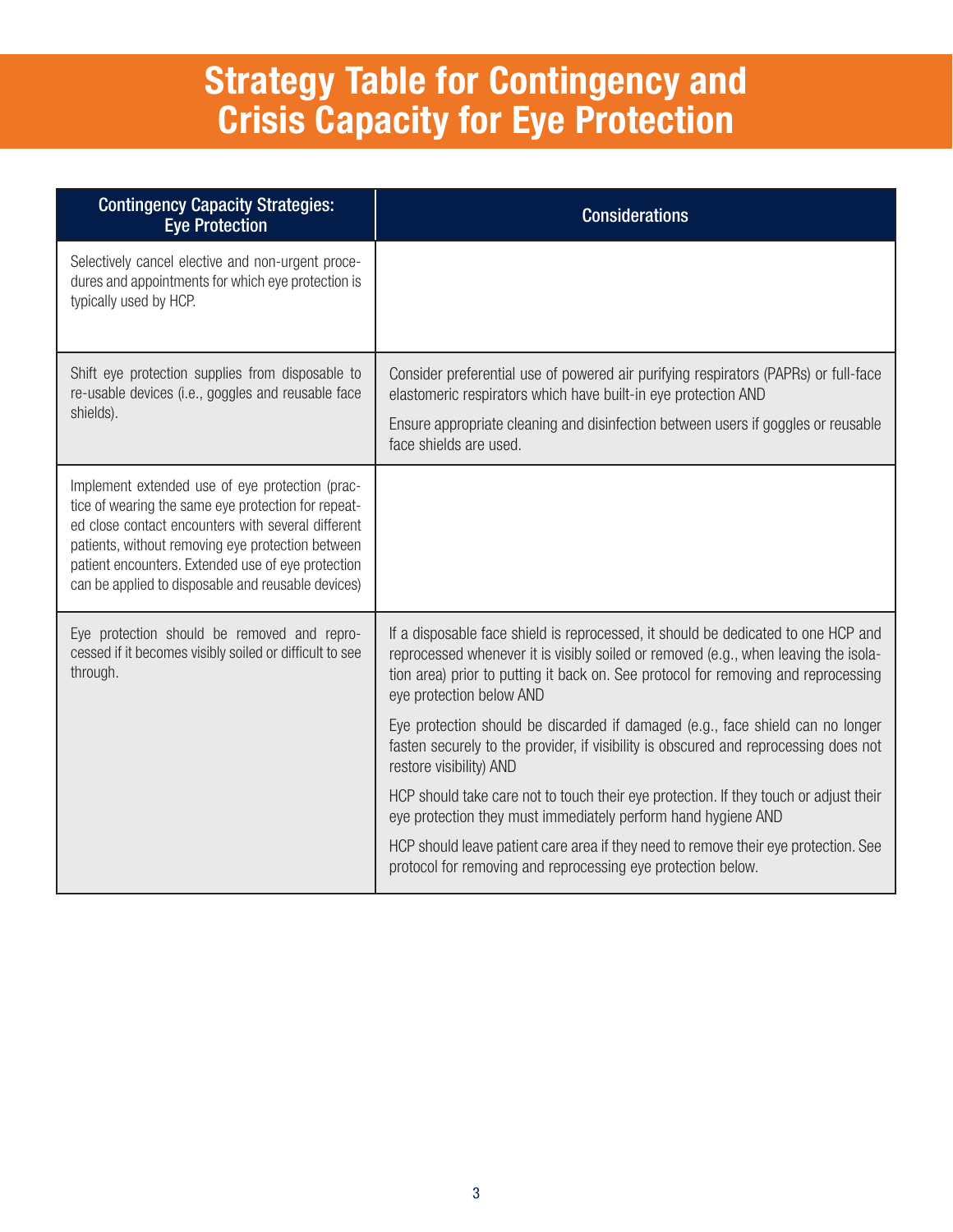# Strategy Table for Contingency and Crisis Capacity for Eye Protection

| Contingency Capacity Strategies: Eye Protection | Considerations |
| --- | --- |
| Selectively cancel elective and non-urgent procedures and appointments for which eye protection is typically used by HCP. | |
| Shift eye protection supplies from disposable to re-usable devices (i.e., goggles and reusable face shields). | Consider preferential use of powered air purifying respirators (PAPRs) or full-face elastomeric respirators which have built-in eye protection AND<br><br>Ensure appropriate cleaning and disinfection between users if goggles or reusable face shields are used. |
| Implement extended use of eye protection (practice of wearing the same eye protection for repeated close contact encounters with several different patients, without removing eye protection between patient encounters. Extended use of eye protection can be applied to disposable and reusable devices) | |
| Eye protection should be removed and reprocessed if it becomes visibly soiled or difficult to see through. | If a disposable face shield is reprocessed, it should be dedicated to one HCP and reprocessed whenever it is visibly soiled or removed (e.g., when leaving the isolation area) prior to putting it back on. See protocol for removing and reprocessing eye protection below AND<br><br>Eye protection should be discarded if damaged (e.g., face shield can no longer fasten securely to the provider, if visibility is obscured and reprocessing does not restore visibility) AND<br><br>HCP should take care not to touch their eye protection. If they touch or adjust their eye protection they must immediately perform hand hygiene AND<br><br>HCP should leave patient care area if they need to remove their eye protection. See protocol for removing and reprocessing eye protection below. |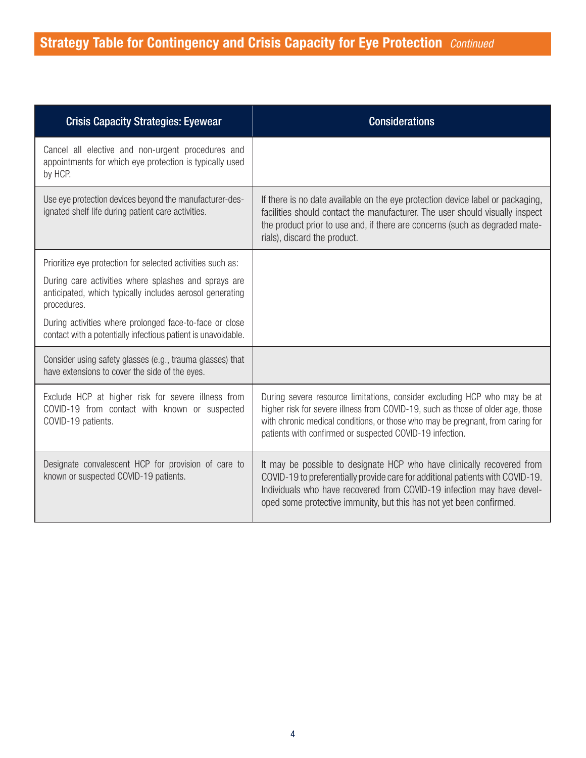## Strategy Table for Contingency and Crisis Capacity for Eye Protection *Continued*

| Crisis Capacity Strategies: Eyewear | Considerations |
| --- | --- |
| Cancel all elective and non-urgent procedures and appointments for which eye protection is typically used by HCP. | |
| Use eye protection devices beyond the manufacturer-designated shelf life during patient care activities. | If there is no date available on the eye protection device label or packaging, facilities should contact the manufacturer. The user should visually inspect the product prior to use and, if there are concerns (such as degraded materials), discard the product. |
| Prioritize eye protection for selected activities such as:<br>During care activities where splashes and sprays are anticipated, which typically includes aerosol generating procedures.<br>During activities where prolonged face-to-face or close contact with a potentially infectious patient is unavoidable. | |
| Consider using safety glasses (e.g., trauma glasses) that have extensions to cover the side of the eyes. | |
| Exclude HCP at higher risk for severe illness from COVID-19 from contact with known or suspected COVID-19 patients. | During severe resource limitations, consider excluding HCP who may be at higher risk for severe illness from COVID-19, such as those of older age, those with chronic medical conditions, or those who may be pregnant, from caring for patients with confirmed or suspected COVID-19 infection. |
| Designate convalescent HCP for provision of care to known or suspected COVID-19 patients. | It may be possible to designate HCP who have clinically recovered from COVID-19 to preferentially provide care for additional patients with COVID-19. Individuals who have recovered from COVID-19 infection may have developed some protective immunity, but this has not yet been confirmed. |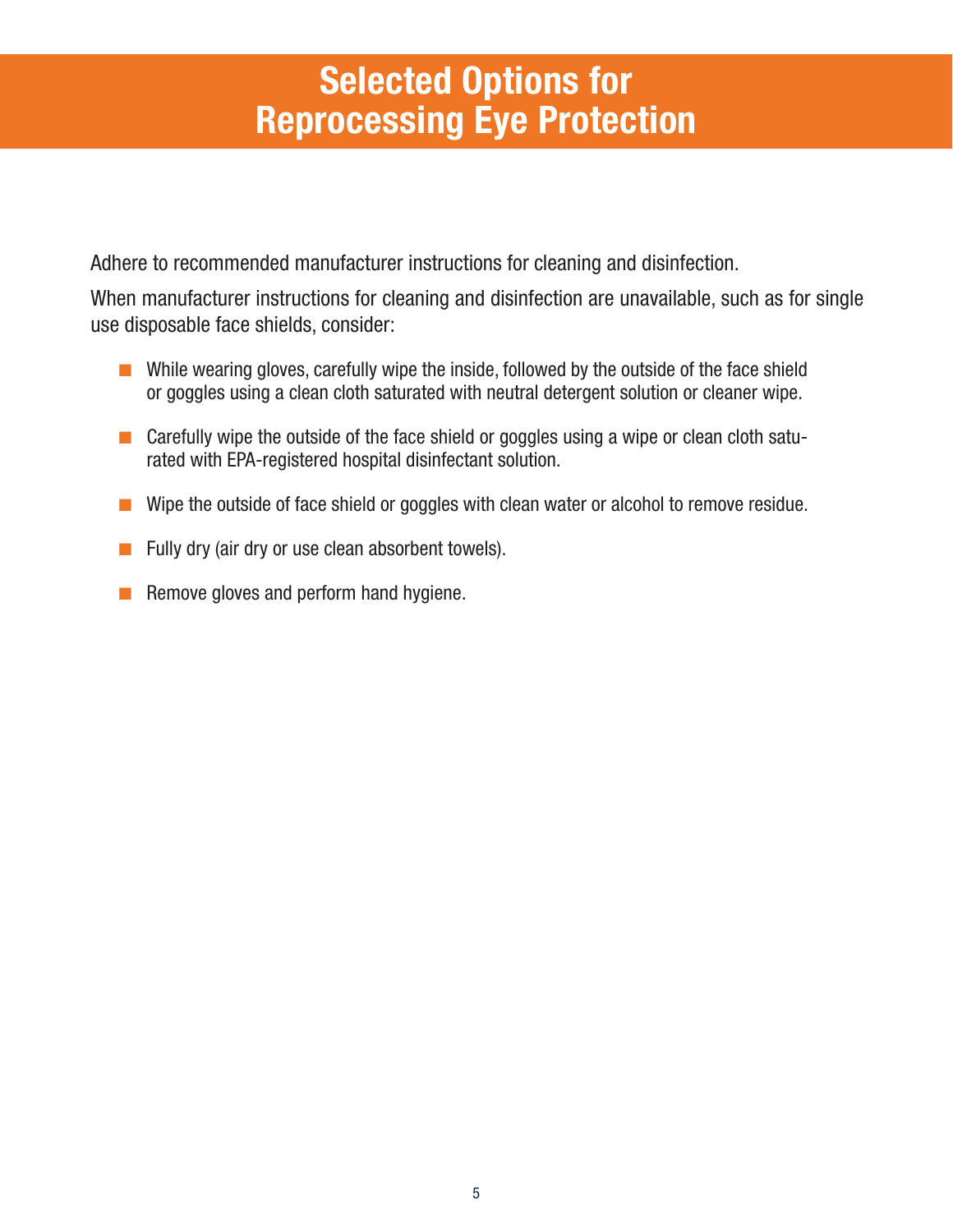# Selected Options for Reprocessing Eye Protection

Adhere to recommended manufacturer instructions for cleaning and disinfection.

When manufacturer instructions for cleaning and disinfection are unavailable, such as for single use disposable face shields, consider:

- While wearing gloves, carefully wipe the inside, followed by the outside of the face shield or goggles using a clean cloth saturated with neutral detergent solution or cleaner wipe.
- Carefully wipe the outside of the face shield or goggles using a wipe or clean cloth saturated with EPA-registered hospital disinfectant solution.
- Wipe the outside of face shield or goggles with clean water or alcohol to remove residue.
- Fully dry (air dry or use clean absorbent towels).
- Remove gloves and perform hand hygiene.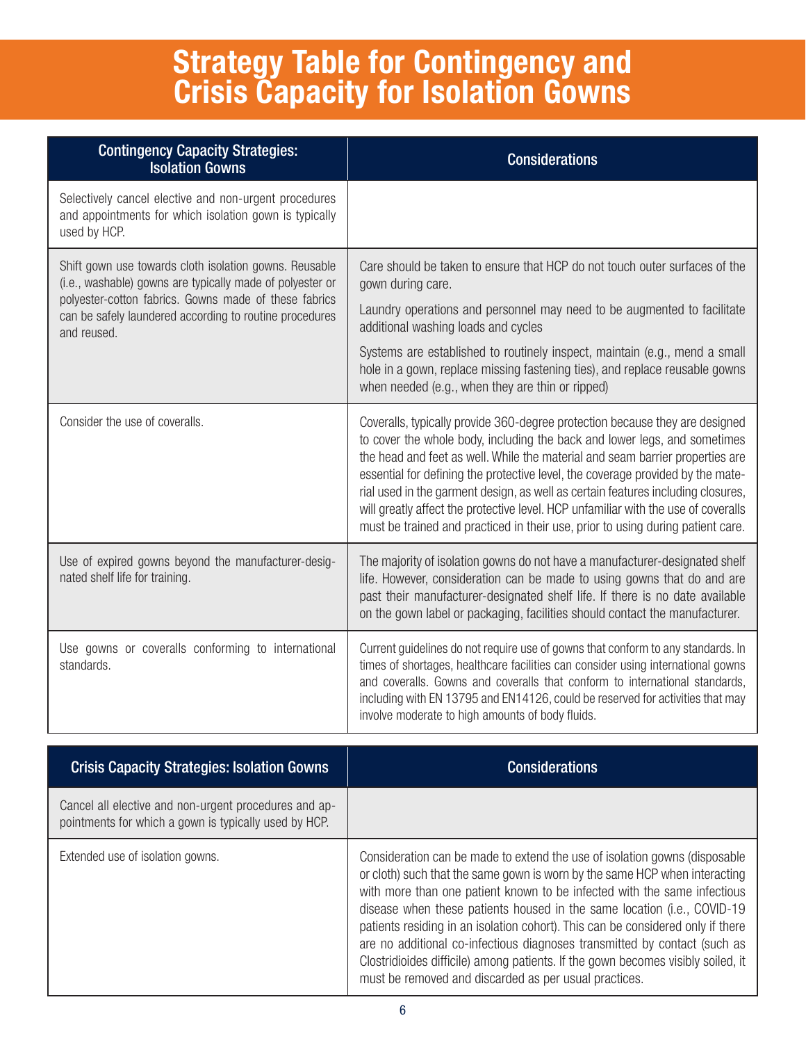# Strategy Table for Contingency and Crisis Capacity for Isolation Gowns

| Contingency Capacity Strategies: Isolation Gowns | Considerations |
|---|---|
| Selectively cancel elective and non-urgent procedures and appointments for which isolation gown is typically used by HCP. | |
| Shift gown use towards cloth isolation gowns. Reusable (i.e., washable) gowns are typically made of polyester or polyester-cotton fabrics. Gowns made of these fabrics can be safely laundered according to routine procedures and reused. | Care should be taken to ensure that HCP do not touch outer surfaces of the gown during care.<br><br>Laundry operations and personnel may need to be augmented to facilitate additional washing loads and cycles<br><br>Systems are established to routinely inspect, maintain (e.g., mend a small hole in a gown, replace missing fastening ties), and replace reusable gowns when needed (e.g., when they are thin or ripped) |
| Consider the use of coveralls. | Coveralls, typically provide 360-degree protection because they are designed to cover the whole body, including the back and lower legs, and sometimes the head and feet as well. While the material and seam barrier properties are essential for defining the protective level, the coverage provided by the material used in the garment design, as well as certain features including closures, will greatly affect the protective level. HCP unfamiliar with the use of coveralls must be trained and practiced in their use, prior to using during patient care. |
| Use of expired gowns beyond the manufacturer-designated shelf life for training. | The majority of isolation gowns do not have a manufacturer-designated shelf life. However, consideration can be made to using gowns that do and are past their manufacturer-designated shelf life. If there is no date available on the gown label or packaging, facilities should contact the manufacturer. |
| Use gowns or coveralls conforming to international standards. | Current guidelines do not require use of gowns that conform to any standards. In times of shortages, healthcare facilities can consider using international gowns and coveralls. Gowns and coveralls that conform to international standards, including with EN 13795 and EN14126, could be reserved for activities that may involve moderate to high amounts of body fluids. |

| Crisis Capacity Strategies: Isolation Gowns | Considerations |
|---|---|
| Cancel all elective and non-urgent procedures and appointments for which a gown is typically used by HCP. | |
| Extended use of isolation gowns. | Consideration can be made to extend the use of isolation gowns (disposable or cloth) such that the same gown is worn by the same HCP when interacting with more than one patient known to be infected with the same infectious disease when these patients housed in the same location (i.e., COVID-19 patients residing in an isolation cohort). This can be considered only if there are no additional co-infectious diagnoses transmitted by contact (such as Clostridioides difficile) among patients. If the gown becomes visibly soiled, it must be removed and discarded as per usual practices. |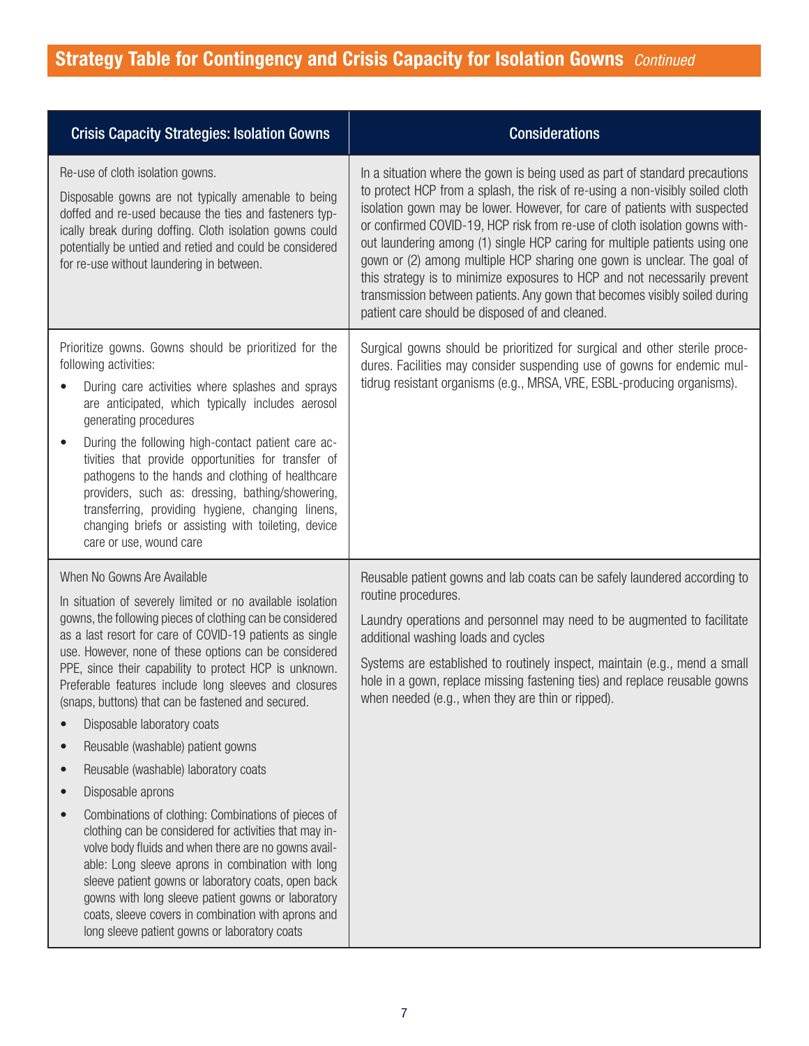## Strategy Table for Contingency and Crisis Capacity for Isolation Gowns *Continued*

| Crisis Capacity Strategies: Isolation Gowns | Considerations |
|---|---|
| Re-use of cloth isolation gowns.<br><br>Disposable gowns are not typically amenable to being doffed and re-used because the ties and fasteners typically break during doffing. Cloth isolation gowns could potentially be untied and retied and could be considered for re-use without laundering in between. | In a situation where the gown is being used as part of standard precautions to protect HCP from a splash, the risk of re-using a non-visibly soiled cloth isolation gown may be lower. However, for care of patients with suspected or confirmed COVID-19, HCP risk from re-use of cloth isolation gowns without laundering among (1) single HCP caring for multiple patients using one gown or (2) among multiple HCP sharing one gown is unclear. The goal of this strategy is to minimize exposures to HCP and not necessarily prevent transmission between patients. Any gown that becomes visibly soiled during patient care should be disposed of and cleaned. |
| Prioritize gowns. Gowns should be prioritized for the following activities:<br><br>• During care activities where splashes and sprays are anticipated, which typically includes aerosol generating procedures<br><br>• During the following high-contact patient care activities that provide opportunities for transfer of pathogens to the hands and clothing of healthcare providers, such as: dressing, bathing/showering, transferring, providing hygiene, changing linens, changing briefs or assisting with toileting, device care or use, wound care | Surgical gowns should be prioritized for surgical and other sterile procedures. Facilities may consider suspending use of gowns for endemic multidrug resistant organisms (e.g., MRSA, VRE, ESBL-producing organisms). |
| When No Gowns Are Available<br><br>In situation of severely limited or no available isolation gowns, the following pieces of clothing can be considered as a last resort for care of COVID-19 patients as single use. However, none of these options can be considered PPE, since their capability to protect HCP is unknown. Preferable features include long sleeves and closures (snaps, buttons) that can be fastened and secured.<br><br>• Disposable laboratory coats<br><br>• Reusable (washable) patient gowns<br><br>• Reusable (washable) laboratory coats<br><br>• Disposable aprons<br><br>• Combinations of clothing: Combinations of pieces of clothing can be considered for activities that may involve body fluids and when there are no gowns available: Long sleeve aprons in combination with long sleeve patient gowns or laboratory coats, open back gowns with long sleeve patient gowns or laboratory coats, sleeve covers in combination with aprons and long sleeve patient gowns or laboratory coats | Reusable patient gowns and lab coats can be safely laundered according to routine procedures.<br><br>Laundry operations and personnel may need to be augmented to facilitate additional washing loads and cycles<br><br>Systems are established to routinely inspect, maintain (e.g., mend a small hole in a gown, replace missing fastening ties) and replace reusable gowns when needed (e.g., when they are thin or ripped). |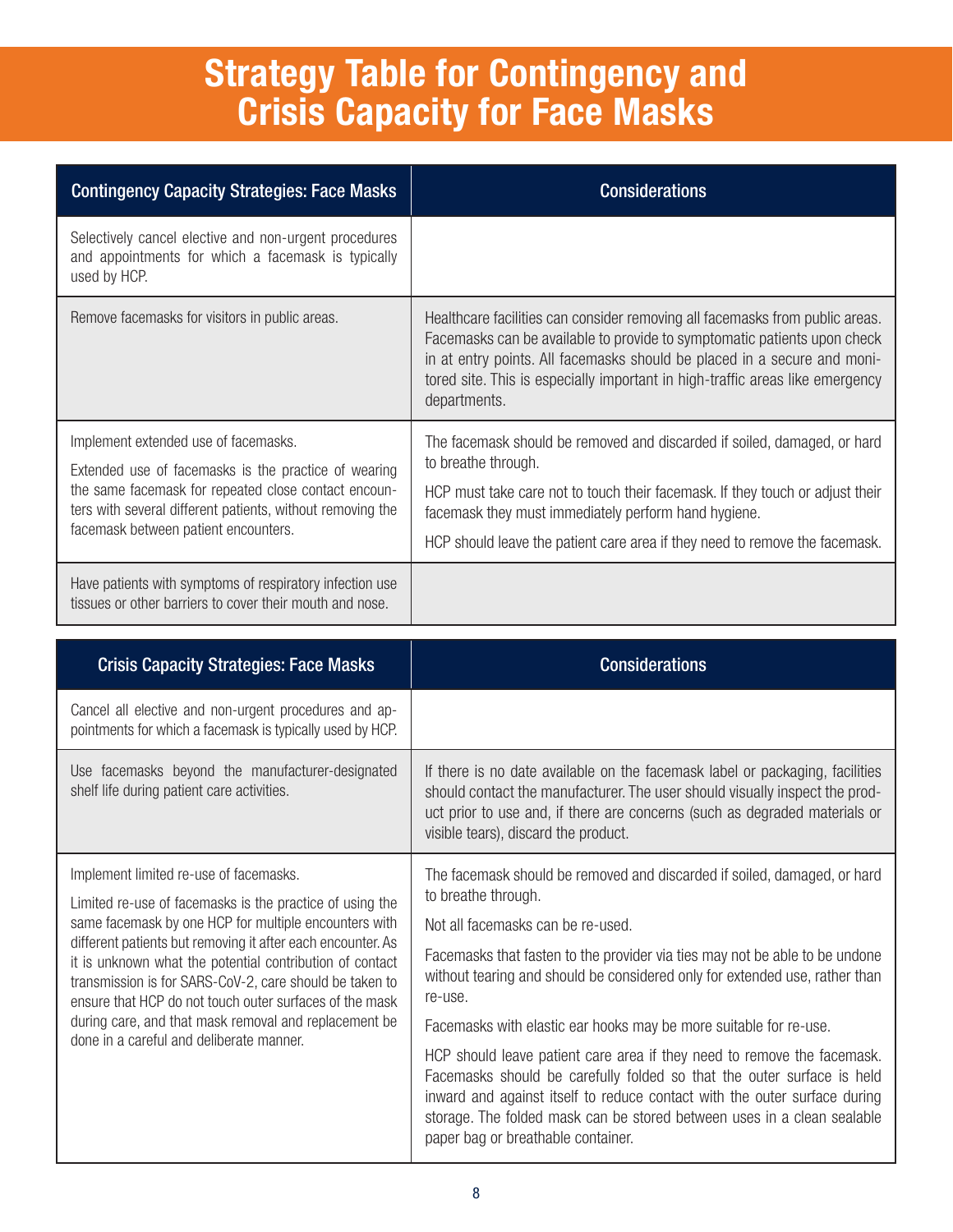# Strategy Table for Contingency and Crisis Capacity for Face Masks

| Contingency Capacity Strategies: Face Masks | Considerations |
| --- | --- |
| Selectively cancel elective and non-urgent procedures and appointments for which a facemask is typically used by HCP. | |
| Remove facemasks for visitors in public areas. | Healthcare facilities can consider removing all facemasks from public areas. Facemasks can be available to provide to symptomatic patients upon check in at entry points. All facemasks should be placed in a secure and monitored site. This is especially important in high-traffic areas like emergency departments. |
| Implement extended use of facemasks.<br><br>Extended use of facemasks is the practice of wearing the same facemask for repeated close contact encounters with several different patients, without removing the facemask between patient encounters. | The facemask should be removed and discarded if soiled, damaged, or hard to breathe through.<br><br>HCP must take care not to touch their facemask. If they touch or adjust their facemask they must immediately perform hand hygiene.<br><br>HCP should leave the patient care area if they need to remove the facemask. |
| Have patients with symptoms of respiratory infection use tissues or other barriers to cover their mouth and nose. | |

| Crisis Capacity Strategies: Face Masks | Considerations |
| --- | --- |
| Cancel all elective and non-urgent procedures and appointments for which a facemask is typically used by HCP. | |
| Use facemasks beyond the manufacturer-designated shelf life during patient care activities. | If there is no date available on the facemask label or packaging, facilities should contact the manufacturer. The user should visually inspect the product prior to use and, if there are concerns (such as degraded materials or visible tears), discard the product. |
| Implement limited re-use of facemasks.<br><br>Limited re-use of facemasks is the practice of using the same facemask by one HCP for multiple encounters with different patients but removing it after each encounter. As it is unknown what the potential contribution of contact transmission is for SARS-CoV-2, care should be taken to ensure that HCP do not touch outer surfaces of the mask during care, and that mask removal and replacement be done in a careful and deliberate manner. | The facemask should be removed and discarded if soiled, damaged, or hard to breathe through.<br><br>Not all facemasks can be re-used.<br><br>Facemasks that fasten to the provider via ties may not be able to be undone without tearing and should be considered only for extended use, rather than re-use.<br><br>Facemasks with elastic ear hooks may be more suitable for re-use.<br><br>HCP should leave patient care area if they need to remove the facemask. Facemasks should be carefully folded so that the outer surface is held inward and against itself to reduce contact with the outer surface during storage. The folded mask can be stored between uses in a clean sealable paper bag or breathable container. |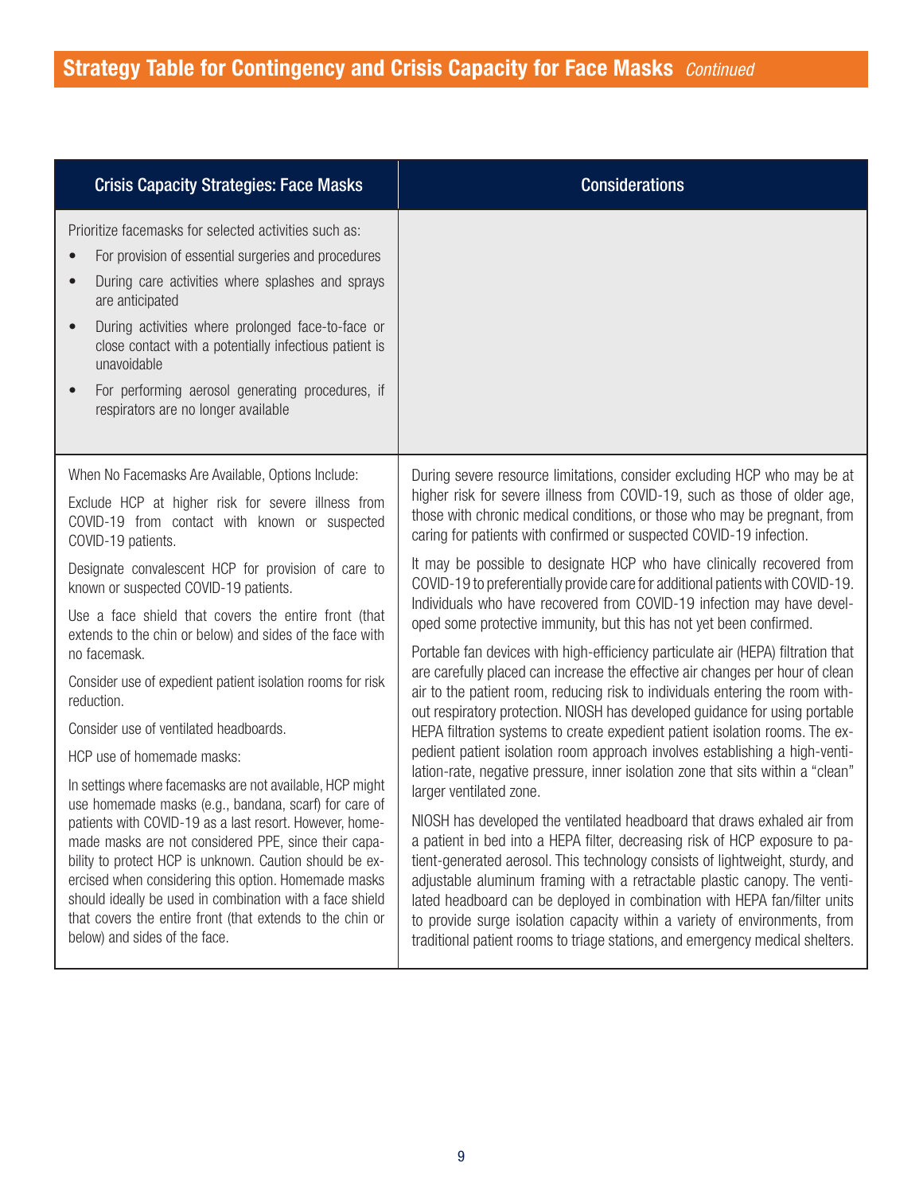## Strategy Table for Contingency and Crisis Capacity for Face Masks *Continued*

| Crisis Capacity Strategies: Face Masks | Considerations |
|---|---|
| Prioritize facemasks for selected activities such as:<br>• For provision of essential surgeries and procedures<br>• During care activities where splashes and sprays are anticipated<br>• During activities where prolonged face-to-face or close contact with a potentially infectious patient is unavoidable<br>• For performing aerosol generating procedures, if respirators are no longer available | |
| When No Facemasks Are Available, Options Include:<br><br>Exclude HCP at higher risk for severe illness from COVID-19 from contact with known or suspected COVID-19 patients.<br><br>Designate convalescent HCP for provision of care to known or suspected COVID-19 patients.<br><br>Use a face shield that covers the entire front (that extends to the chin or below) and sides of the face with no facemask.<br><br>Consider use of expedient patient isolation rooms for risk reduction.<br><br>Consider use of ventilated headboards.<br><br>HCP use of homemade masks:<br><br>In settings where facemasks are not available, HCP might use homemade masks (e.g., bandana, scarf) for care of patients with COVID-19 as a last resort. However, homemade masks are not considered PPE, since their capability to protect HCP is unknown. Caution should be exercised when considering this option. Homemade masks should ideally be used in combination with a face shield that covers the entire front (that extends to the chin or below) and sides of the face. | During severe resource limitations, consider excluding HCP who may be at higher risk for severe illness from COVID-19, such as those of older age, those with chronic medical conditions, or those who may be pregnant, from caring for patients with confirmed or suspected COVID-19 infection.<br><br>It may be possible to designate HCP who have clinically recovered from COVID-19 to preferentially provide care for additional patients with COVID-19. Individuals who have recovered from COVID-19 infection may have developed some protective immunity, but this has not yet been confirmed.<br><br>Portable fan devices with high-efficiency particulate air (HEPA) filtration that are carefully placed can increase the effective air changes per hour of clean air to the patient room, reducing risk to individuals entering the room without respiratory protection. NIOSH has developed guidance for using portable HEPA filtration systems to create expedient patient isolation rooms. The expedient patient isolation room approach involves establishing a high-ventilation-rate, negative pressure, inner isolation zone that sits within a "clean" larger ventilated zone.<br><br>NIOSH has developed the ventilated headboard that draws exhaled air from a patient in bed into a HEPA filter, decreasing risk of HCP exposure to patient-generated aerosol. This technology consists of lightweight, sturdy, and adjustable aluminum framing with a retractable plastic canopy. The ventilated headboard can be deployed in combination with HEPA fan/filter units to provide surge isolation capacity within a variety of environments, from traditional patient rooms to triage stations, and emergency medical shelters. |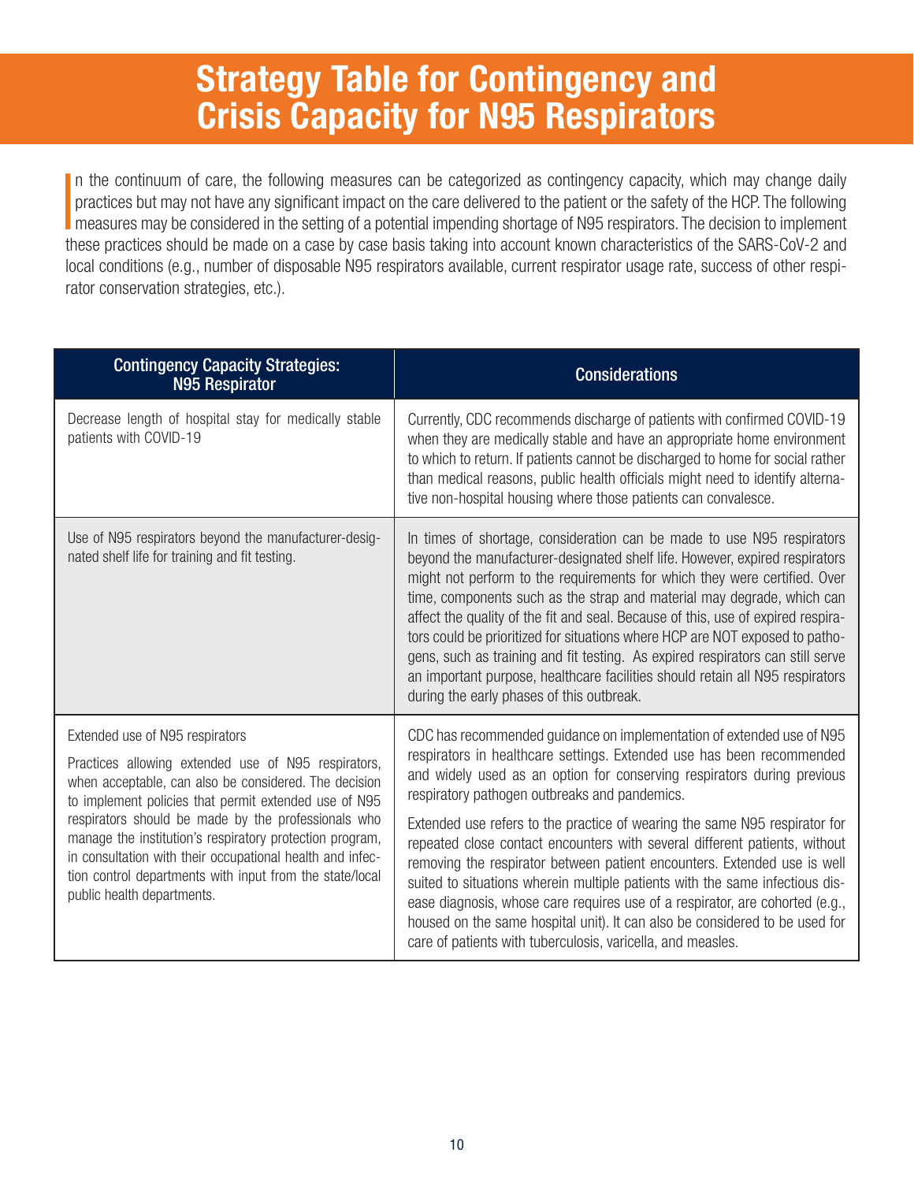# Strategy Table for Contingency and Crisis Capacity for N95 Respirators

In the continuum of care, the following measures can be categorized as contingency capacity, which may change daily practices but may not have any significant impact on the care delivered to the patient or the safety of the HCP. The following measures may be considered in the setting of a potential impending shortage of N95 respirators. The decision to implement these practices should be made on a case by case basis taking into account known characteristics of the SARS-CoV-2 and local conditions (e.g., number of disposable N95 respirators available, current respirator usage rate, success of other respirator conservation strategies, etc.).

| Contingency Capacity Strategies: N95 Respirator | Considerations |
| --- | --- |
| Decrease length of hospital stay for medically stable patients with COVID-19 | Currently, CDC recommends discharge of patients with confirmed COVID-19 when they are medically stable and have an appropriate home environment to which to return. If patients cannot be discharged to home for social rather than medical reasons, public health officials might need to identify alternative non-hospital housing where those patients can convalesce. |
| Use of N95 respirators beyond the manufacturer-designated shelf life for training and fit testing. | In times of shortage, consideration can be made to use N95 respirators beyond the manufacturer-designated shelf life. However, expired respirators might not perform to the requirements for which they were certified. Over time, components such as the strap and material may degrade, which can affect the quality of the fit and seal. Because of this, use of expired respirators could be prioritized for situations where HCP are NOT exposed to pathogens, such as training and fit testing. As expired respirators can still serve an important purpose, healthcare facilities should retain all N95 respirators during the early phases of this outbreak. |
| Extended use of N95 respirators<br><br>Practices allowing extended use of N95 respirators, when acceptable, can also be considered. The decision to implement policies that permit extended use of N95 respirators should be made by the professionals who manage the institution's respiratory protection program, in consultation with their occupational health and infection control departments with input from the state/local public health departments. | CDC has recommended guidance on implementation of extended use of N95 respirators in healthcare settings. Extended use has been recommended and widely used as an option for conserving respirators during previous respiratory pathogen outbreaks and pandemics.<br><br>Extended use refers to the practice of wearing the same N95 respirator for repeated close contact encounters with several different patients, without removing the respirator between patient encounters. Extended use is well suited to situations wherein multiple patients with the same infectious disease diagnosis, whose care requires use of a respirator, are cohorted (e.g., housed on the same hospital unit). It can also be considered to be used for care of patients with tuberculosis, varicella, and measles. |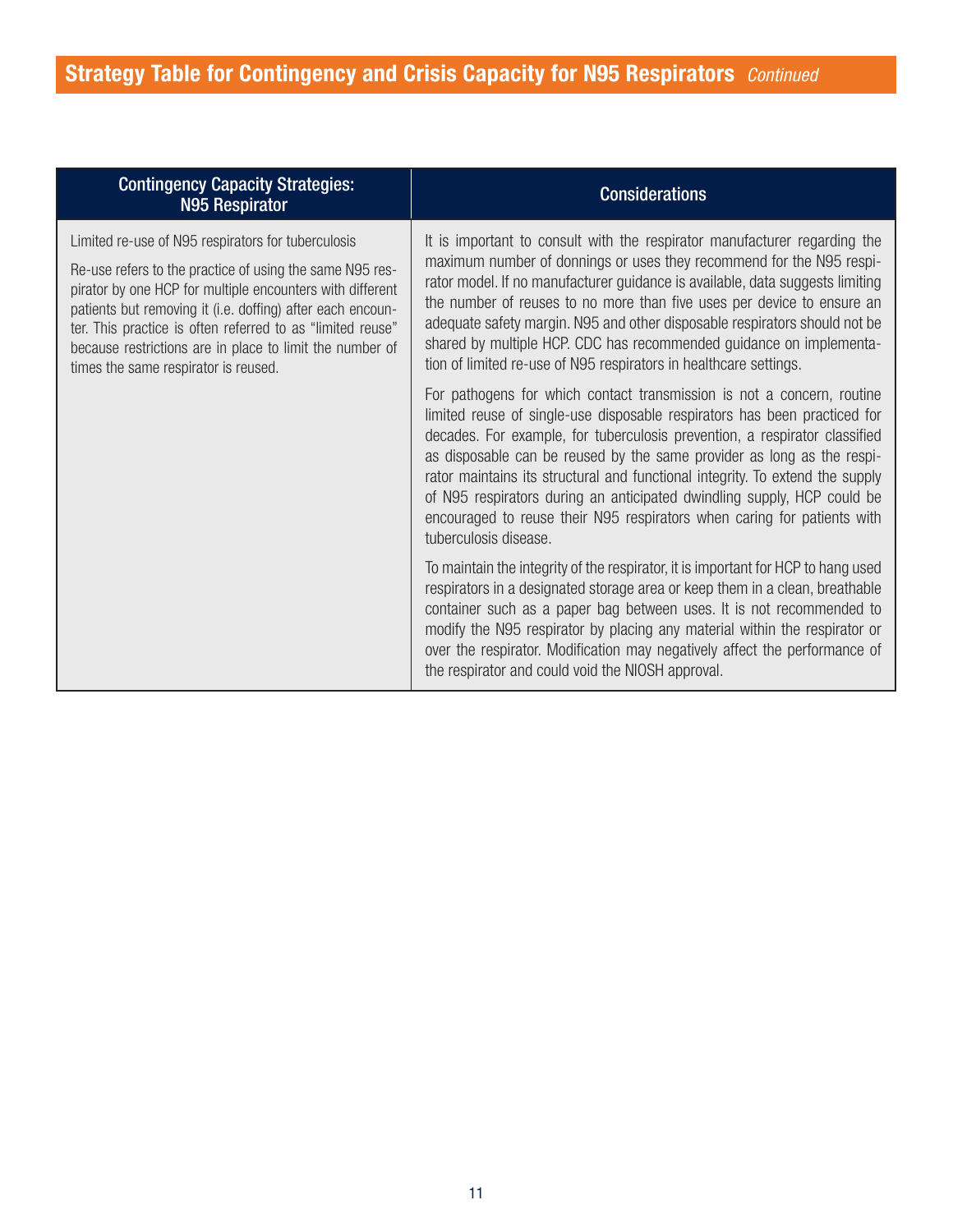## Strategy Table for Contingency and Crisis Capacity for N95 Respirators *Continued*

| Contingency Capacity Strategies: N95 Respirator | Considerations |
|---|---|
| Limited re-use of N95 respirators for tuberculosis<br><br>Re-use refers to the practice of using the same N95 respirator by one HCP for multiple encounters with different patients but removing it (i.e. doffing) after each encounter. This practice is often referred to as "limited reuse" because restrictions are in place to limit the number of times the same respirator is reused. | It is important to consult with the respirator manufacturer regarding the maximum number of donnings or uses they recommend for the N95 respirator model. If no manufacturer guidance is available, data suggests limiting the number of reuses to no more than five uses per device to ensure an adequate safety margin. N95 and other disposable respirators should not be shared by multiple HCP. CDC has recommended guidance on implementation of limited re-use of N95 respirators in healthcare settings.<br><br>For pathogens for which contact transmission is not a concern, routine limited reuse of single-use disposable respirators has been practiced for decades. For example, for tuberculosis prevention, a respirator classified as disposable can be reused by the same provider as long as the respirator maintains its structural and functional integrity. To extend the supply of N95 respirators during an anticipated dwindling supply, HCP could be encouraged to reuse their N95 respirators when caring for patients with tuberculosis disease.<br><br>To maintain the integrity of the respirator, it is important for HCP to hang used respirators in a designated storage area or keep them in a clean, breathable container such as a paper bag between uses. It is not recommended to modify the N95 respirator by placing any material within the respirator or over the respirator. Modification may negatively affect the performance of the respirator and could void the NIOSH approval. |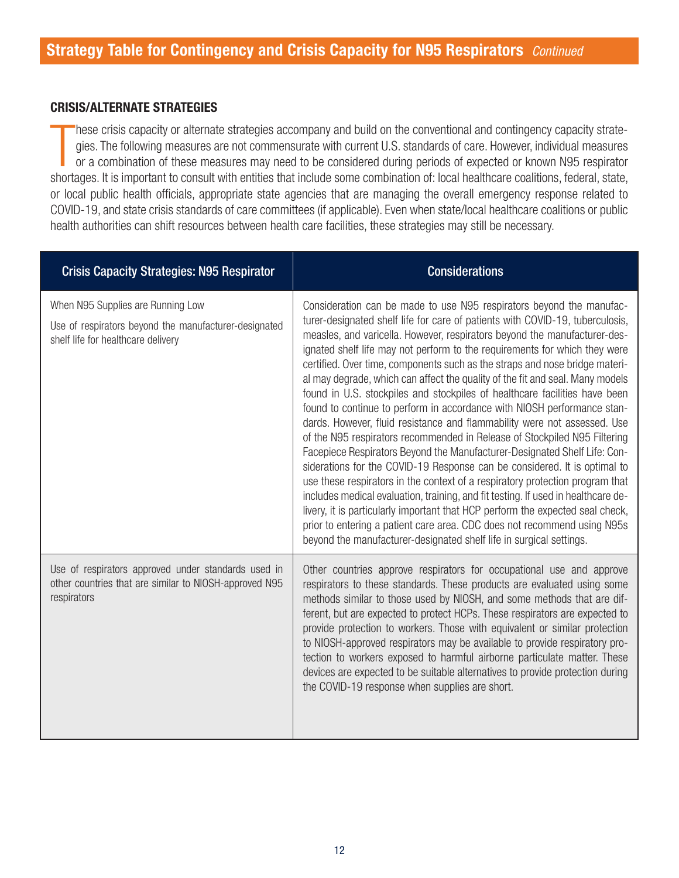## Strategy Table for Contingency and Crisis Capacity for N95 Respirators *Continued*

### CRISIS/ALTERNATE STRATEGIES

These crisis capacity or alternate strategies accompany and build on the conventional and contingency capacity strategies. The following measures are not commensurate with current U.S. standards of care. However, individual measures or a combination of these measures may need to be considered during periods of expected or known N95 respirator shortages. It is important to consult with entities that include some combination of: local healthcare coalitions, federal, state, or local public health officials, appropriate state agencies that are managing the overall emergency response related to COVID-19, and state crisis standards of care committees (if applicable). Even when state/local healthcare coalitions or public health authorities can shift resources between health care facilities, these strategies may still be necessary.

| Crisis Capacity Strategies: N95 Respirator | Considerations |
|---|---|
| When N95 Supplies are Running Low<br>Use of respirators beyond the manufacturer-designated shelf life for healthcare delivery | Consideration can be made to use N95 respirators beyond the manufacturer-designated shelf life for care of patients with COVID-19, tuberculosis, measles, and varicella. However, respirators beyond the manufacturer-designated shelf life may not perform to the requirements for which they were certified. Over time, components such as the straps and nose bridge material may degrade, which can affect the quality of the fit and seal. Many models found in U.S. stockpiles and stockpiles of healthcare facilities have been found to continue to perform in accordance with NIOSH performance standards. However, fluid resistance and flammability were not assessed. Use of the N95 respirators recommended in Release of Stockpiled N95 Filtering Facepiece Respirators Beyond the Manufacturer-Designated Shelf Life: Considerations for the COVID-19 Response can be considered. It is optimal to use these respirators in the context of a respiratory protection program that includes medical evaluation, training, and fit testing. If used in healthcare delivery, it is particularly important that HCP perform the expected seal check, prior to entering a patient care area. CDC does not recommend using N95s beyond the manufacturer-designated shelf life in surgical settings. |
| Use of respirators approved under standards used in other countries that are similar to NIOSH-approved N95 respirators | Other countries approve respirators for occupational use and approve respirators to these standards. These products are evaluated using some methods similar to those used by NIOSH, and some methods that are different, but are expected to protect HCPs. These respirators are expected to provide protection to workers. Those with equivalent or similar protection to NIOSH-approved respirators may be available to provide respiratory protection to workers exposed to harmful airborne particulate matter. These devices are expected to be suitable alternatives to provide protection during the COVID-19 response when supplies are short. |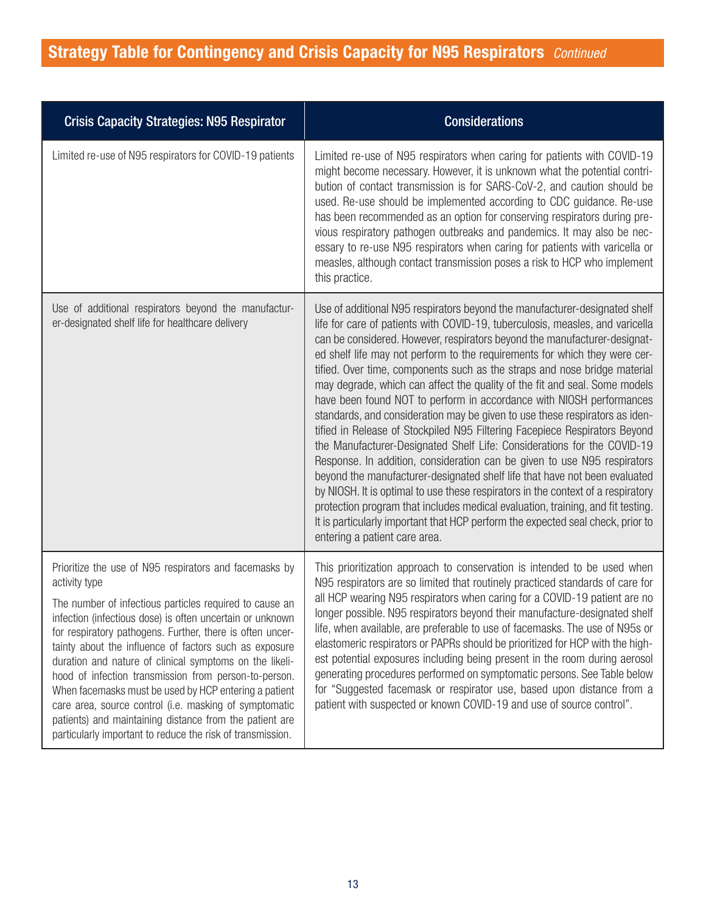## Strategy Table for Contingency and Crisis Capacity for N95 Respirators *Continued*

| Crisis Capacity Strategies: N95 Respirator | Considerations |
| --- | --- |
| Limited re-use of N95 respirators for COVID-19 patients | Limited re-use of N95 respirators when caring for patients with COVID-19 might become necessary. However, it is unknown what the potential contribution of contact transmission is for SARS-CoV-2, and caution should be used. Re-use should be implemented according to CDC guidance. Re-use has been recommended as an option for conserving respirators during previous respiratory pathogen outbreaks and pandemics. It may also be necessary to re-use N95 respirators when caring for patients with varicella or measles, although contact transmission poses a risk to HCP who implement this practice. |
| Use of additional respirators beyond the manufacturer-designated shelf life for healthcare delivery | Use of additional N95 respirators beyond the manufacturer-designated shelf life for care of patients with COVID-19, tuberculosis, measles, and varicella can be considered. However, respirators beyond the manufacturer-designated shelf life may not perform to the requirements for which they were certified. Over time, components such as the straps and nose bridge material may degrade, which can affect the quality of the fit and seal. Some models have been found NOT to perform in accordance with NIOSH performances standards, and consideration may be given to use these respirators as identified in Release of Stockpiled N95 Filtering Facepiece Respirators Beyond the Manufacturer-Designated Shelf Life: Considerations for the COVID-19 Response. In addition, consideration can be given to use N95 respirators beyond the manufacturer-designated shelf life that have not been evaluated by NIOSH. It is optimal to use these respirators in the context of a respiratory protection program that includes medical evaluation, training, and fit testing. It is particularly important that HCP perform the expected seal check, prior to entering a patient care area. |
| Prioritize the use of N95 respirators and facemasks by activity type<br><br>The number of infectious particles required to cause an infection (infectious dose) is often uncertain or unknown for respiratory pathogens. Further, there is often uncertainty about the influence of factors such as exposure duration and nature of clinical symptoms on the likelihood of infection transmission from person-to-person. When facemasks must be used by HCP entering a patient care area, source control (i.e. masking of symptomatic patients) and maintaining distance from the patient are particularly important to reduce the risk of transmission. | This prioritization approach to conservation is intended to be used when N95 respirators are so limited that routinely practiced standards of care for all HCP wearing N95 respirators when caring for a COVID-19 patient are no longer possible. N95 respirators beyond their manufacture-designated shelf life, when available, are preferable to use of facemasks. The use of N95s or elastomeric respirators or PAPRs should be prioritized for HCP with the highest potential exposures including being present in the room during aerosol generating procedures performed on symptomatic persons. See Table below for "Suggested facemask or respirator use, based upon distance from a patient with suspected or known COVID-19 and use of source control". |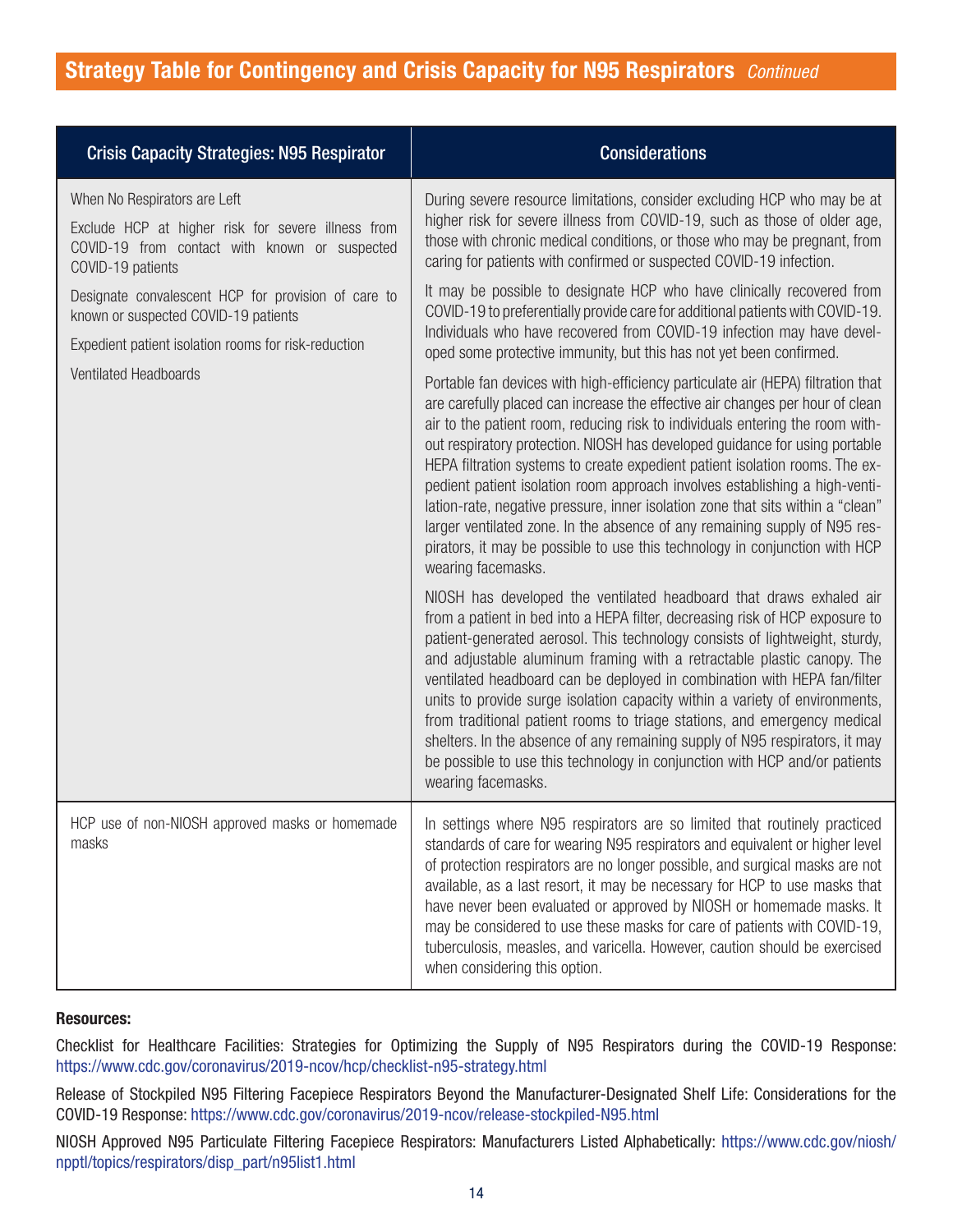## Strategy Table for Contingency and Crisis Capacity for N95 Respirators *Continued*

| Crisis Capacity Strategies: N95 Respirator | Considerations |
|---|---|
| When No Respirators are Left<br><br>Exclude HCP at higher risk for severe illness from COVID-19 from contact with known or suspected COVID-19 patients<br><br>Designate convalescent HCP for provision of care to known or suspected COVID-19 patients<br><br>Expedient patient isolation rooms for risk-reduction<br><br>Ventilated Headboards | During severe resource limitations, consider excluding HCP who may be at higher risk for severe illness from COVID-19, such as those of older age, those with chronic medical conditions, or those who may be pregnant, from caring for patients with confirmed or suspected COVID-19 infection.<br><br>It may be possible to designate HCP who have clinically recovered from COVID-19 to preferentially provide care for additional patients with COVID-19. Individuals who have recovered from COVID-19 infection may have developed some protective immunity, but this has not yet been confirmed.<br><br>Portable fan devices with high-efficiency particulate air (HEPA) filtration that are carefully placed can increase the effective air changes per hour of clean air to the patient room, reducing risk to individuals entering the room without respiratory protection. NIOSH has developed guidance for using portable HEPA filtration systems to create expedient patient isolation rooms. The expedient patient isolation room approach involves establishing a high-ventilation-rate, negative pressure, inner isolation zone that sits within a "clean" larger ventilated zone. In the absence of any remaining supply of N95 respirators, it may be possible to use this technology in conjunction with HCP wearing facemasks.<br><br>NIOSH has developed the ventilated headboard that draws exhaled air from a patient in bed into a HEPA filter, decreasing risk of HCP exposure to patient-generated aerosol. This technology consists of lightweight, sturdy, and adjustable aluminum framing with a retractable plastic canopy. The ventilated headboard can be deployed in combination with HEPA fan/filter units to provide surge isolation capacity within a variety of environments, from traditional patient rooms to triage stations, and emergency medical shelters. In the absence of any remaining supply of N95 respirators, it may be possible to use this technology in conjunction with HCP and/or patients wearing facemasks. |
| HCP use of non-NIOSH approved masks or homemade masks | In settings where N95 respirators are so limited that routinely practiced standards of care for wearing N95 respirators and equivalent or higher level of protection respirators are no longer possible, and surgical masks are not available, as a last resort, it may be necessary for HCP to use masks that have never been evaluated or approved by NIOSH or homemade masks. It may be considered to use these masks for care of patients with COVID-19, tuberculosis, measles, and varicella. However, caution should be exercised when considering this option. |

**Resources:**

Checklist for Healthcare Facilities: Strategies for Optimizing the Supply of N95 Respirators during the COVID-19 Response: https://www.cdc.gov/coronavirus/2019-ncov/hcp/checklist-n95-strategy.html

Release of Stockpiled N95 Filtering Facepiece Respirators Beyond the Manufacturer-Designated Shelf Life: Considerations for the COVID-19 Response: https://www.cdc.gov/coronavirus/2019-ncov/release-stockpiled-N95.html

NIOSH Approved N95 Particulate Filtering Facepiece Respirators: Manufacturers Listed Alphabetically: https://www.cdc.gov/niosh/npptl/topics/respirators/disp_part/n95list1.html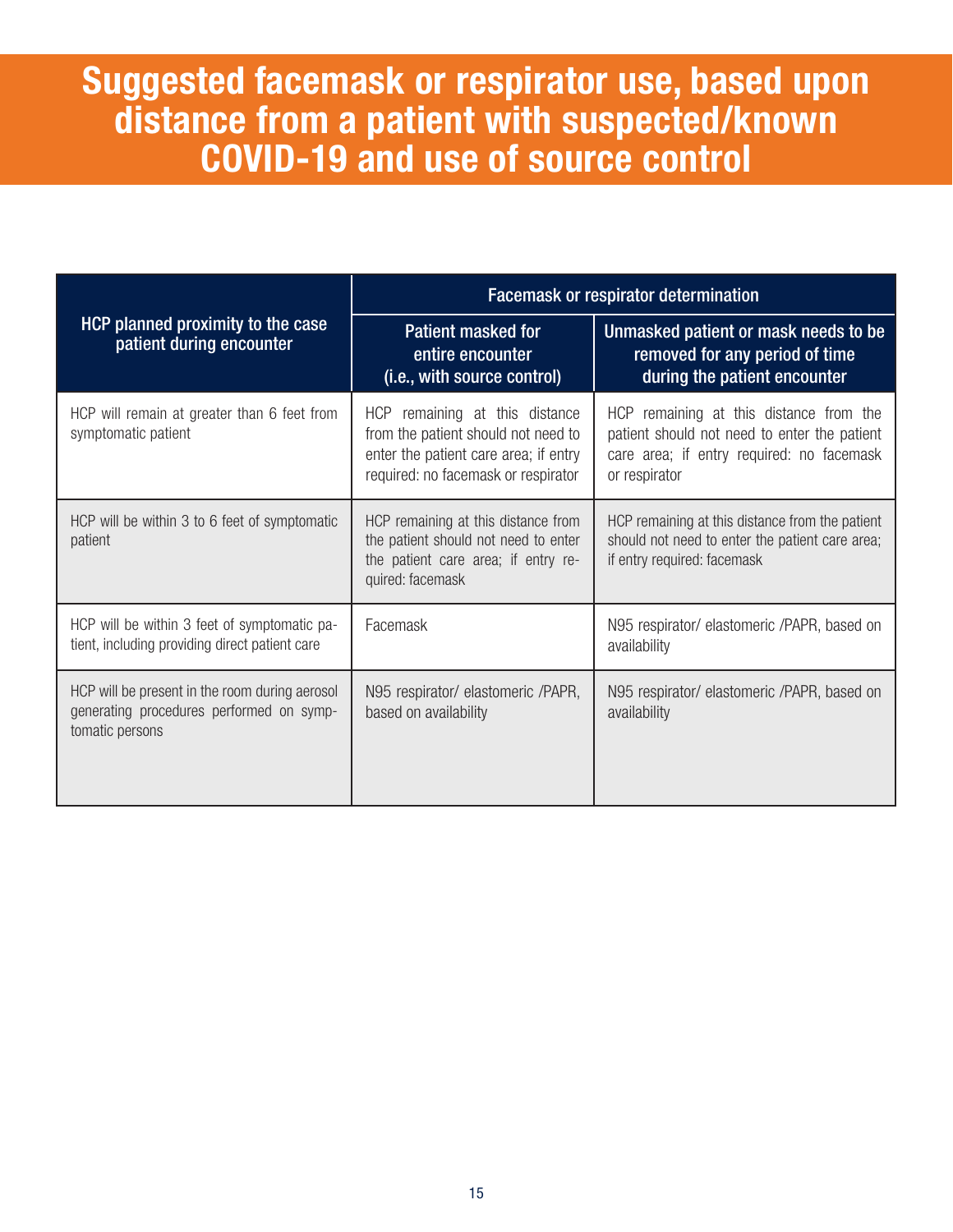# Suggested facemask or respirator use, based upon distance from a patient with suspected/known COVID-19 and use of source control

| HCP planned proximity to the case patient during encounter | Facemask or respirator determination | |
|---|---|---|
| | Patient masked for entire encounter (i.e., with source control) | Unmasked patient or mask needs to be removed for any period of time during the patient encounter |
| HCP will remain at greater than 6 feet from symptomatic patient | HCP remaining at this distance from the patient should not need to enter the patient care area; if entry required: no facemask or respirator | HCP remaining at this distance from the patient should not need to enter the patient care area; if entry required: no facemask or respirator |
| HCP will be within 3 to 6 feet of symptomatic patient | HCP remaining at this distance from the patient should not need to enter the patient care area; if entry required: facemask | HCP remaining at this distance from the patient should not need to enter the patient care area; if entry required: facemask |
| HCP will be within 3 feet of symptomatic patient, including providing direct patient care | Facemask | N95 respirator/ elastomeric /PAPR, based on availability |
| HCP will be present in the room during aerosol generating procedures performed on symptomatic persons | N95 respirator/ elastomeric /PAPR, based on availability | N95 respirator/ elastomeric /PAPR, based on availability |